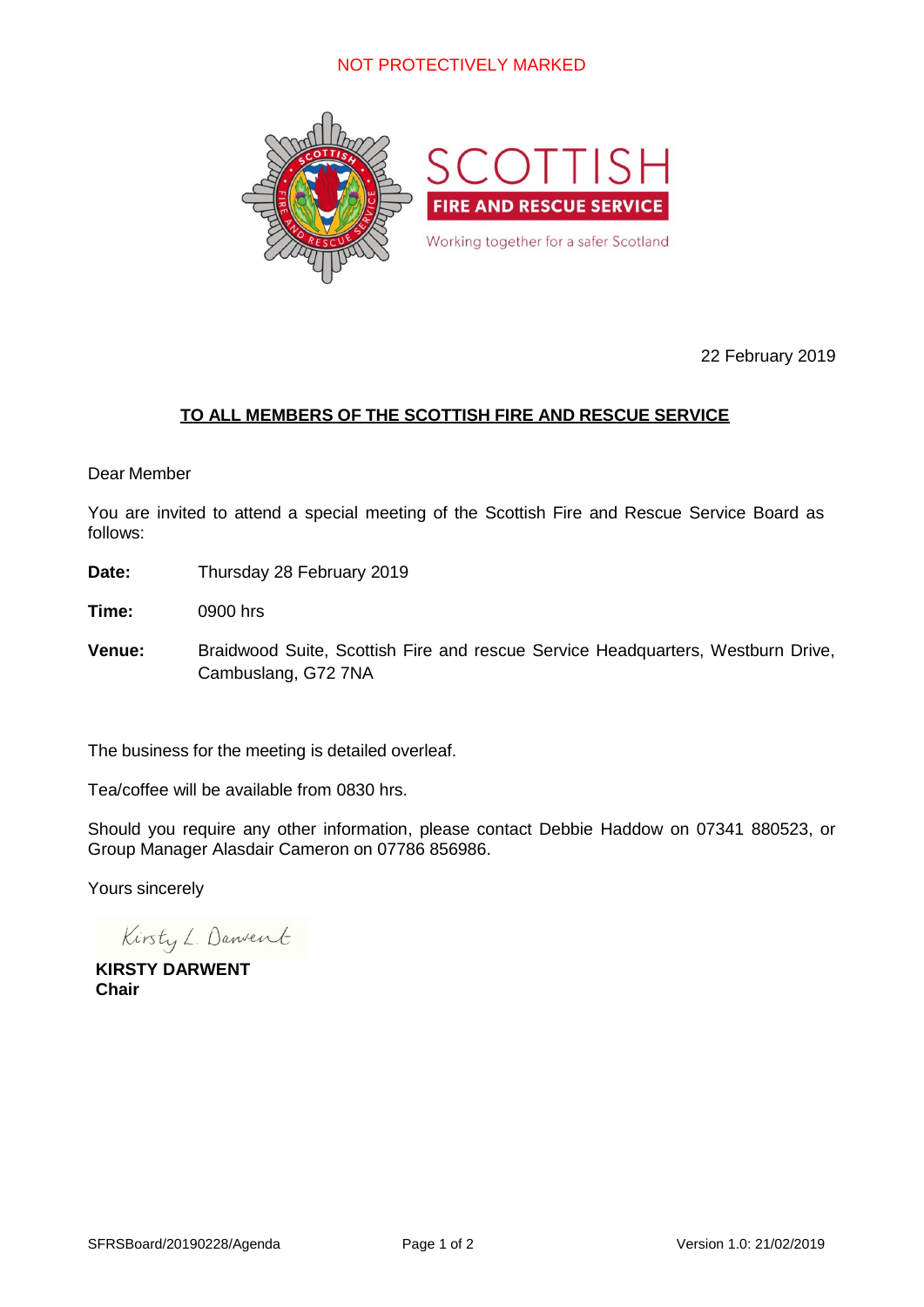NOT PROTECTIVELY MARKED

SCOTTISH
FIRE AND RESCUE SERVICE
Working together for a safer Scotland

22 February 2019

**TO ALL MEMBERS OF THE SCOTTISH FIRE AND RESCUE SERVICE**

Dear Member

You are invited to attend a special meeting of the Scottish Fire and Rescue Service Board as follows:

**Date:** Thursday 28 February 2019

**Time:** 0900 hrs

**Venue:** Braidwood Suite, Scottish Fire and rescue Service Headquarters, Westburn Drive, Cambuslang, G72 7NA

The business for the meeting is detailed overleaf.

Tea/coffee will be available from 0830 hrs.

Should you require any other information, please contact Debbie Haddow on 07341 880523, or Group Manager Alasdair Cameron on 07786 856986.

Yours sincerely

Kirsty L. Darwent

**KIRSTY DARWENT**
**Chair**

SFRSBoard/20190228/Agenda    Version 1.0: 21/02/2019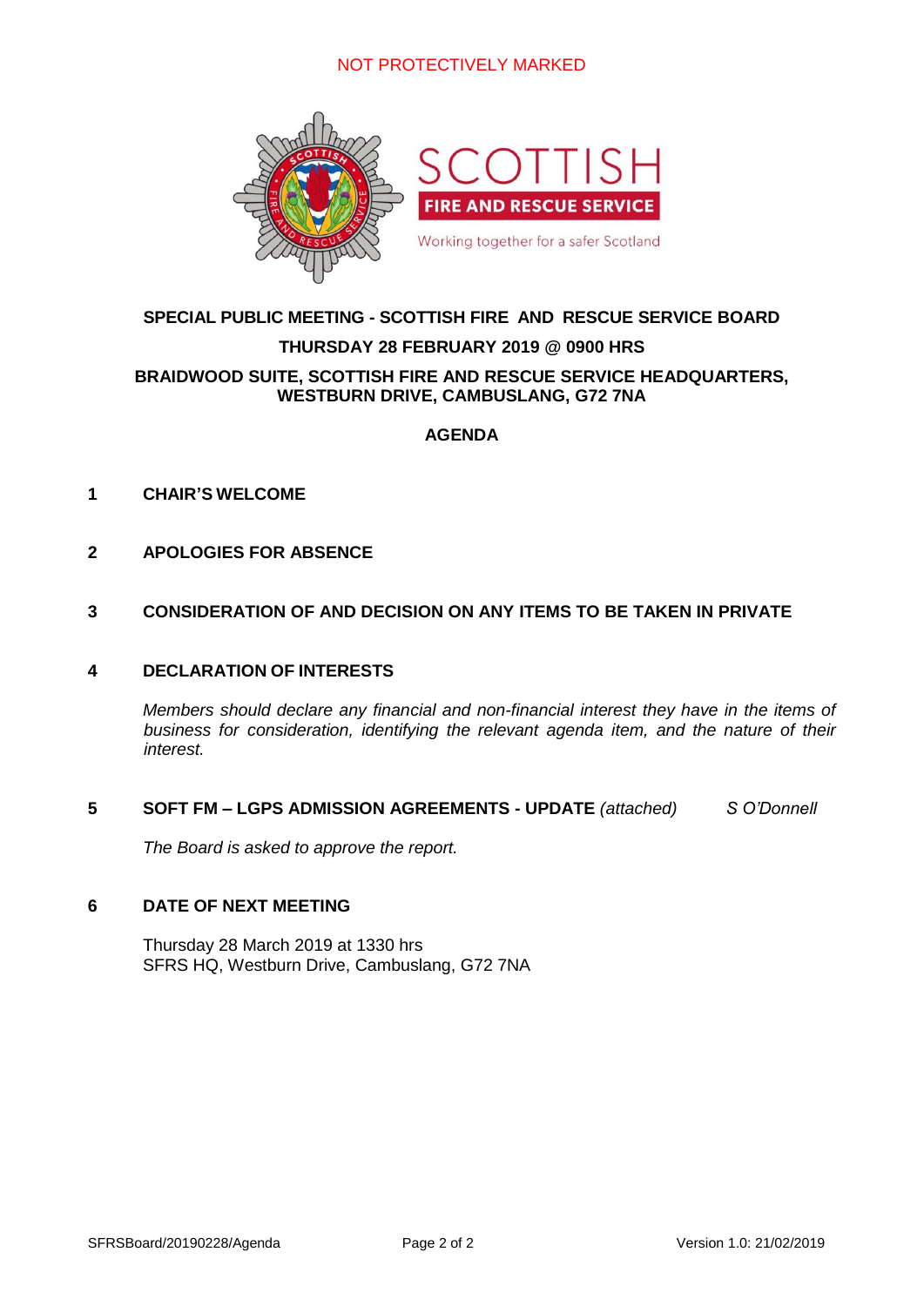NOT PROTECTIVELY MARKED

**SPECIAL PUBLIC MEETING - SCOTTISH FIRE AND RESCUE SERVICE BOARD**

**THURSDAY 28 FEBRUARY 2019 @ 0900 HRS**

**BRAIDWOOD SUITE, SCOTTISH FIRE AND RESCUE SERVICE HEADQUARTERS, WESTBURN DRIVE, CAMBUSLANG, G72 7NA**

**AGENDA**

**1 CHAIR'S WELCOME**

**2 APOLOGIES FOR ABSENCE**

**3 CONSIDERATION OF AND DECISION ON ANY ITEMS TO BE TAKEN IN PRIVATE**

**4 DECLARATION OF INTERESTS**

*Members should declare any financial and non-financial interest they have in the items of business for consideration, identifying the relevant agenda item, and the nature of their interest.*

**5 SOFT FM – LGPS ADMISSION AGREEMENTS - UPDATE** *(attached)* *S O'Donnell*

*The Board is asked to approve the report.*

**6 DATE OF NEXT MEETING**

Thursday 28 March 2019 at 1330 hrs
SFRS HQ, Westburn Drive, Cambuslang, G72 7NA

SFRSBoard/20190228/Agenda Version 1.0: 21/02/2019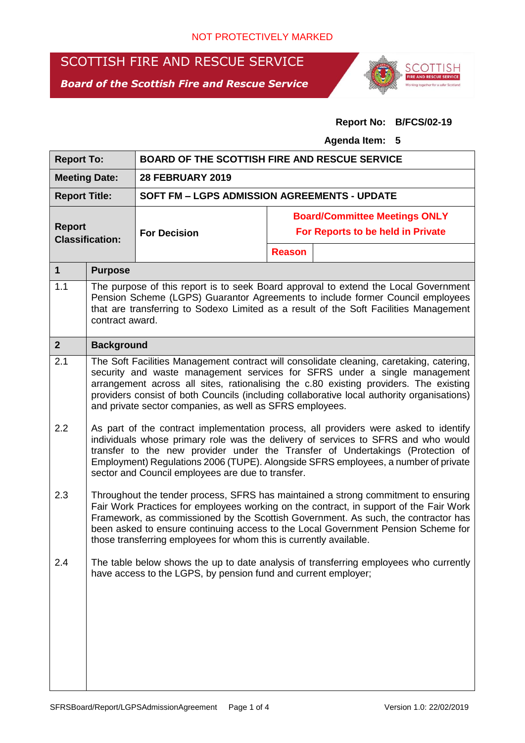NOT PROTECTIVELY MARKED

# SCOTTISH FIRE AND RESCUE SERVICE

***Board of the Scottish Fire and Rescue Service***

**Report No: B/FCS/02-19**

**Agenda Item: 5**

| **Report To:** | **BOARD OF THE SCOTTISH FIRE AND RESCUE SERVICE** | | |
|---|---|---|---|
| **Meeting Date:** | **28 FEBRUARY 2019** | | |
| **Report Title:** | **SOFT FM – LGPS ADMISSION AGREEMENTS - UPDATE** | | |
| **Report Classification:** | **For Decision** | **Board/Committee Meetings ONLY For Reports to be held in Private** | |
| | | **Reason** | |

## 1 Purpose

1.1 The purpose of this report is to seek Board approval to extend the Local Government Pension Scheme (LGPS) Guarantor Agreements to include former Council employees that are transferring to Sodexo Limited as a result of the Soft Facilities Management contract award.

## 2 Background

2.1 The Soft Facilities Management contract will consolidate cleaning, caretaking, catering, security and waste management services for SFRS under a single management arrangement across all sites, rationalising the c.80 existing providers. The existing providers consist of both Councils (including collaborative local authority organisations) and private sector companies, as well as SFRS employees.

2.2 As part of the contract implementation process, all providers were asked to identify individuals whose primary role was the delivery of services to SFRS and who would transfer to the new provider under the Transfer of Undertakings (Protection of Employment) Regulations 2006 (TUPE). Alongside SFRS employees, a number of private sector and Council employees are due to transfer.

2.3 Throughout the tender process, SFRS has maintained a strong commitment to ensuring Fair Work Practices for employees working on the contract, in support of the Fair Work Framework, as commissioned by the Scottish Government. As such, the contractor has been asked to ensure continuing access to the Local Government Pension Scheme for those transferring employees for whom this is currently available.

2.4 The table below shows the up to date analysis of transferring employees who currently have access to the LGPS, by pension fund and current employer;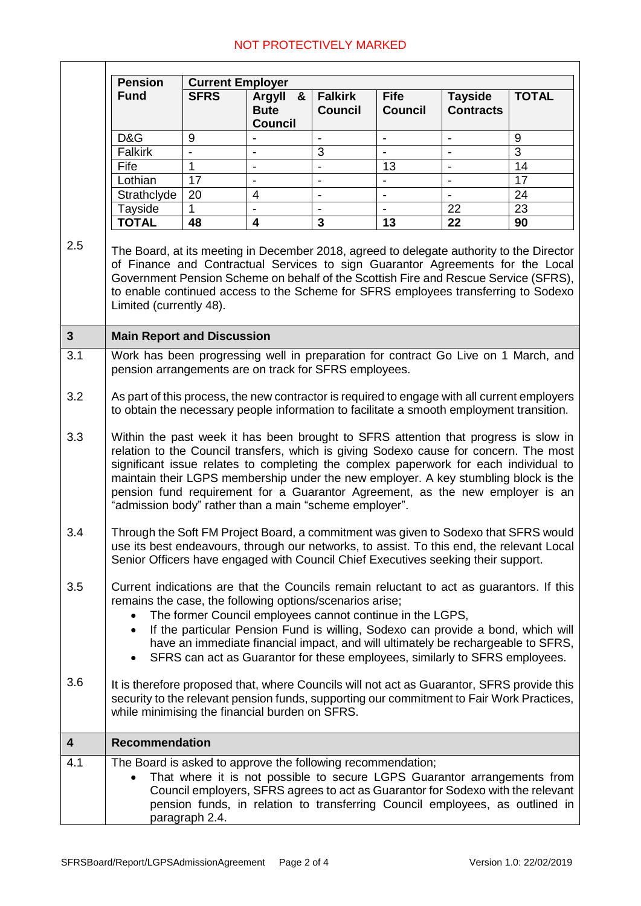| Pension Fund | Current Employer | | | | | |
|---|---|---|---|---|---|---|
| | SFRS | Argyll & Bute Council | Falkirk Council | Fife Council | Tayside Contracts | TOTAL |
| D&G | 9 | - | - | - | - | 9 |
| Falkirk | - | - | 3 | - | - | 3 |
| Fife | 1 | - | - | 13 | - | 14 |
| Lothian | 17 | - | - | - | - | 17 |
| Strathclyde | 20 | 4 | - | - | - | 24 |
| Tayside | 1 | - | - | - | 22 | 23 |
| **TOTAL** | **48** | **4** | **3** | **13** | **22** | **90** |

2.5 The Board, at its meeting in December 2018, agreed to delegate authority to the Director of Finance and Contractual Services to sign Guarantor Agreements for the Local Government Pension Scheme on behalf of the Scottish Fire and Rescue Service (SFRS), to enable continued access to the Scheme for SFRS employees transferring to Sodexo Limited (currently 48).

## 3 Main Report and Discussion

3.1 Work has been progressing well in preparation for contract Go Live on 1 March, and pension arrangements are on track for SFRS employees.

3.2 As part of this process, the new contractor is required to engage with all current employers to obtain the necessary people information to facilitate a smooth employment transition.

3.3 Within the past week it has been brought to SFRS attention that progress is slow in relation to the Council transfers, which is giving Sodexo cause for concern. The most significant issue relates to completing the complex paperwork for each individual to maintain their LGPS membership under the new employer. A key stumbling block is the pension fund requirement for a Guarantor Agreement, as the new employer is an "admission body" rather than a main "scheme employer".

3.4 Through the Soft FM Project Board, a commitment was given to Sodexo that SFRS would use its best endeavours, through our networks, to assist. To this end, the relevant Local Senior Officers have engaged with Council Chief Executives seeking their support.

3.5 Current indications are that the Councils remain reluctant to act as guarantors. If this remains the case, the following options/scenarios arise;

- The former Council employees cannot continue in the LGPS,
- If the particular Pension Fund is willing, Sodexo can provide a bond, which will have an immediate financial impact, and will ultimately be rechargeable to SFRS,
- SFRS can act as Guarantor for these employees, similarly to SFRS employees.

3.6 It is therefore proposed that, where Councils will not act as Guarantor, SFRS provide this security to the relevant pension funds, supporting our commitment to Fair Work Practices, while minimising the financial burden on SFRS.

## 4 Recommendation

4.1 The Board is asked to approve the following recommendation;

- That where it is not possible to secure LGPS Guarantor arrangements from Council employers, SFRS agrees to act as Guarantor for Sodexo with the relevant pension funds, in relation to transferring Council employees, as outlined in paragraph 2.4.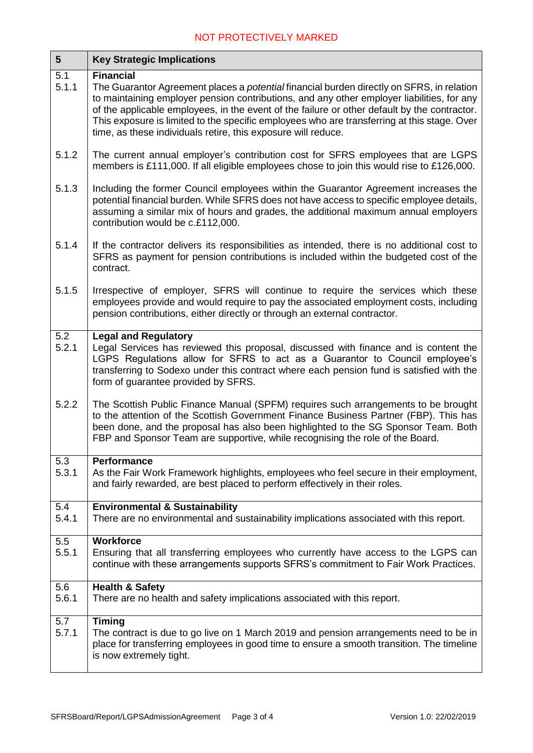| 5 | Key Strategic Implications |
|---|---|
| 5.1<br>5.1.1 | **Financial**<br>The Guarantor Agreement places a *potential* financial burden directly on SFRS, in relation to maintaining employer pension contributions, and any other employer liabilities, for any of the applicable employees, in the event of the failure or other default by the contractor. This exposure is limited to the specific employees who are transferring at this stage. Over time, as these individuals retire, this exposure will reduce. |
| 5.1.2 | The current annual employer's contribution cost for SFRS employees that are LGPS members is £111,000. If all eligible employees chose to join this would rise to £126,000. |
| 5.1.3 | Including the former Council employees within the Guarantor Agreement increases the potential financial burden. While SFRS does not have access to specific employee details, assuming a similar mix of hours and grades, the additional maximum annual employers contribution would be c.£112,000. |
| 5.1.4 | If the contractor delivers its responsibilities as intended, there is no additional cost to SFRS as payment for pension contributions is included within the budgeted cost of the contract. |
| 5.1.5 | Irrespective of employer, SFRS will continue to require the services which these employees provide and would require to pay the associated employment costs, including pension contributions, either directly or through an external contractor. |
| 5.2<br>5.2.1 | **Legal and Regulatory**<br>Legal Services has reviewed this proposal, discussed with finance and is content the LGPS Regulations allow for SFRS to act as a Guarantor to Council employee's transferring to Sodexo under this contract where each pension fund is satisfied with the form of guarantee provided by SFRS. |
| 5.2.2 | The Scottish Public Finance Manual (SPFM) requires such arrangements to be brought to the attention of the Scottish Government Finance Business Partner (FBP). This has been done, and the proposal has also been highlighted to the SG Sponsor Team. Both FBP and Sponsor Team are supportive, while recognising the role of the Board. |
| 5.3<br>5.3.1 | **Performance**<br>As the Fair Work Framework highlights, employees who feel secure in their employment, and fairly rewarded, are best placed to perform effectively in their roles. |
| 5.4<br>5.4.1 | **Environmental & Sustainability**<br>There are no environmental and sustainability implications associated with this report. |
| 5.5<br>5.5.1 | **Workforce**<br>Ensuring that all transferring employees who currently have access to the LGPS can continue with these arrangements supports SFRS's commitment to Fair Work Practices. |
| 5.6<br>5.6.1 | **Health & Safety**<br>There are no health and safety implications associated with this report. |
| 5.7<br>5.7.1 | **Timing**<br>The contract is due to go live on 1 March 2019 and pension arrangements need to be in place for transferring employees in good time to ensure a smooth transition. The timeline is now extremely tight. |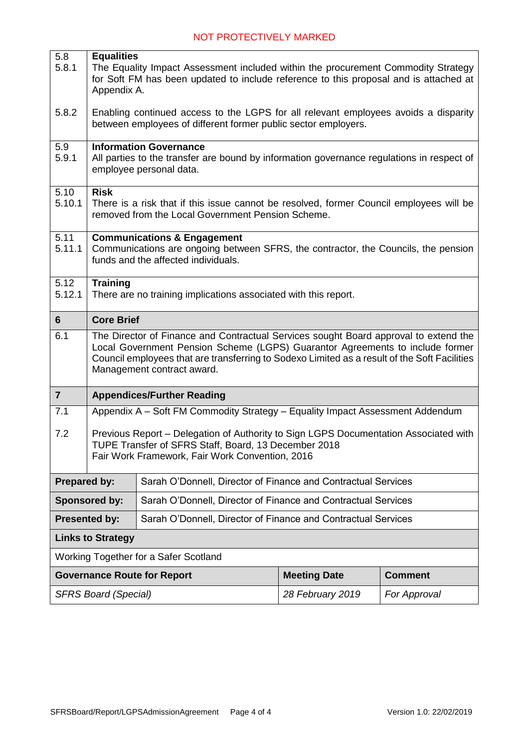NOT PROTECTIVELY MARKED

| | |
|---|---|
| 5.8<br>5.8.1 | **Equalities**<br>The Equality Impact Assessment included within the procurement Commodity Strategy for Soft FM has been updated to include reference to this proposal and is attached at Appendix A. |
| 5.8.2 | Enabling continued access to the LGPS for all relevant employees avoids a disparity between employees of different former public sector employers. |
| 5.9<br>5.9.1 | **Information Governance**<br>All parties to the transfer are bound by information governance regulations in respect of employee personal data. |
| 5.10<br>5.10.1 | **Risk**<br>There is a risk that if this issue cannot be resolved, former Council employees will be removed from the Local Government Pension Scheme. |
| 5.11<br>5.11.1 | **Communications & Engagement**<br>Communications are ongoing between SFRS, the contractor, the Councils, the pension funds and the affected individuals. |
| 5.12<br>5.12.1 | **Training**<br>There are no training implications associated with this report. |
| **6** | **Core Brief** |
| 6.1 | The Director of Finance and Contractual Services sought Board approval to extend the Local Government Pension Scheme (LGPS) Guarantor Agreements to include former Council employees that are transferring to Sodexo Limited as a result of the Soft Facilities Management contract award. |
| **7** | **Appendices/Further Reading** |
| 7.1 | Appendix A – Soft FM Commodity Strategy – Equality Impact Assessment Addendum |
| 7.2 | Previous Report – Delegation of Authority to Sign LGPS Documentation Associated with TUPE Transfer of SFRS Staff, Board, 13 December 2018<br>Fair Work Framework, Fair Work Convention, 2016 |

| | |
|---|---|
| **Prepared by:** | Sarah O'Donnell, Director of Finance and Contractual Services |
| **Sponsored by:** | Sarah O'Donnell, Director of Finance and Contractual Services |
| **Presented by:** | Sarah O'Donnell, Director of Finance and Contractual Services |

**Links to Strategy**

Working Together for a Safer Scotland

| Governance Route for Report | Meeting Date | Comment |
|---|---|---|
| *SFRS Board (Special)* | *28 February 2019* | *For Approval* |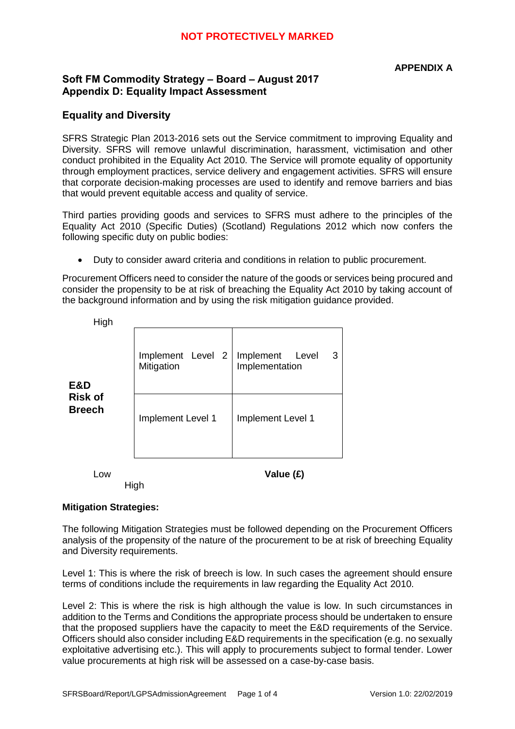**APPENDIX A**

## Soft FM Commodity Strategy – Board – August 2017
## Appendix D: Equality Impact Assessment

### Equality and Diversity

SFRS Strategic Plan 2013-2016 sets out the Service commitment to improving Equality and Diversity. SFRS will remove unlawful discrimination, harassment, victimisation and other conduct prohibited in the Equality Act 2010. The Service will promote equality of opportunity through employment practices, service delivery and engagement activities. SFRS will ensure that corporate decision-making processes are used to identify and remove barriers and bias that would prevent equitable access and quality of service.

Third parties providing goods and services to SFRS must adhere to the principles of the Equality Act 2010 (Specific Duties) (Scotland) Regulations 2012 which now confers the following specific duty on public bodies:

- Duty to consider award criteria and conditions in relation to public procurement.

Procurement Officers need to consider the nature of the goods or services being procured and consider the propensity to be at risk of breaching the Equality Act 2010 by taking account of the background information and by using the risk mitigation guidance provided.

| **E&D Risk of Breech** | | |
|---|---|---|
| High | Implement Level 2 Mitigation | Implement Level 3 Implementation |
| Low | Implement Level 1 | Implement Level 1 |
| | High | **Value (£)** |

### Mitigation Strategies:

The following Mitigation Strategies must be followed depending on the Procurement Officers analysis of the propensity of the nature of the procurement to be at risk of breeching Equality and Diversity requirements.

Level 1: This is where the risk of breech is low. In such cases the agreement should ensure terms of conditions include the requirements in law regarding the Equality Act 2010.

Level 2: This is where the risk is high although the value is low. In such circumstances in addition to the Terms and Conditions the appropriate process should be undertaken to ensure that the proposed suppliers have the capacity to meet the E&D requirements of the Service. Officers should also consider including E&D requirements in the specification (e.g. no sexually exploitative advertising etc.). This will apply to procurements subject to formal tender. Lower value procurements at high risk will be assessed on a case-by-case basis.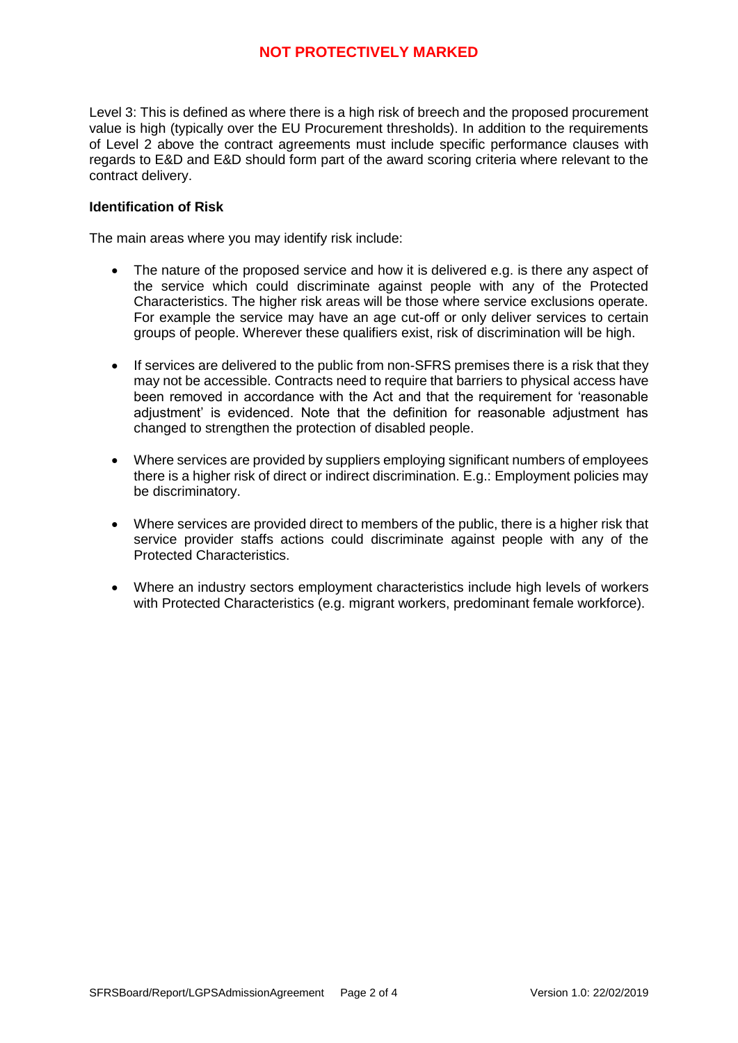Level 3: This is defined as where there is a high risk of breech and the proposed procurement value is high (typically over the EU Procurement thresholds). In addition to the requirements of Level 2 above the contract agreements must include specific performance clauses with regards to E&D and E&D should form part of the award scoring criteria where relevant to the contract delivery.

**Identification of Risk**

The main areas where you may identify risk include:

- The nature of the proposed service and how it is delivered e.g. is there any aspect of the service which could discriminate against people with any of the Protected Characteristics. The higher risk areas will be those where service exclusions operate. For example the service may have an age cut-off or only deliver services to certain groups of people. Wherever these qualifiers exist, risk of discrimination will be high.

- If services are delivered to the public from non-SFRS premises there is a risk that they may not be accessible. Contracts need to require that barriers to physical access have been removed in accordance with the Act and that the requirement for 'reasonable adjustment' is evidenced. Note that the definition for reasonable adjustment has changed to strengthen the protection of disabled people.

- Where services are provided by suppliers employing significant numbers of employees there is a higher risk of direct or indirect discrimination. E.g.: Employment policies may be discriminatory.

- Where services are provided direct to members of the public, there is a higher risk that service provider staffs actions could discriminate against people with any of the Protected Characteristics.

- Where an industry sectors employment characteristics include high levels of workers with Protected Characteristics (e.g. migrant workers, predominant female workforce).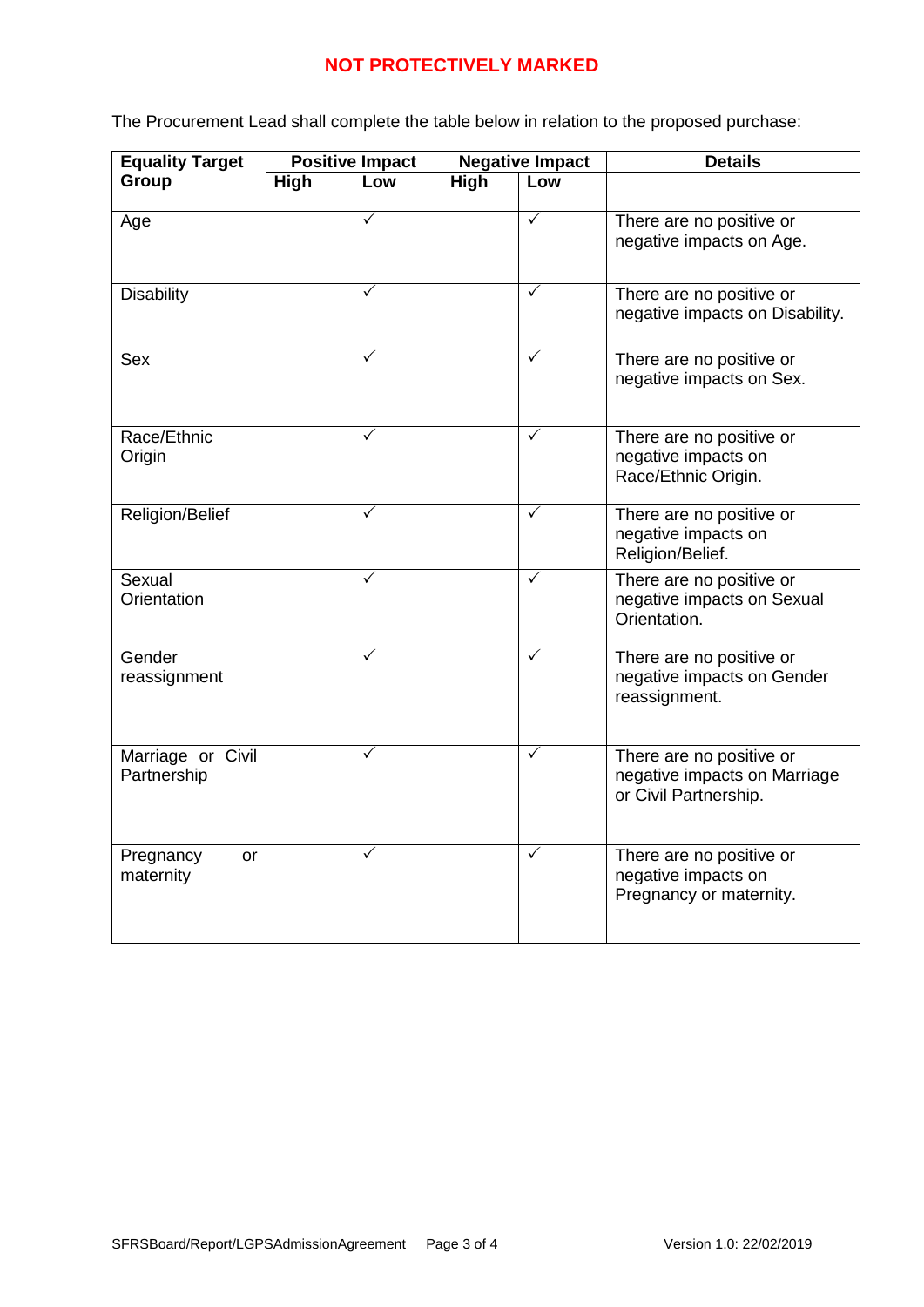**NOT PROTECTIVELY MARKED**

The Procurement Lead shall complete the table below in relation to the proposed purchase:

| Equality Target Group | Positive Impact | | Negative Impact | | Details |
|---|---|---|---|---|---|
| | High | Low | High | Low | |
| Age | | ✓ | | ✓ | There are no positive or negative impacts on Age. |
| Disability | | ✓ | | ✓ | There are no positive or negative impacts on Disability. |
| Sex | | ✓ | | ✓ | There are no positive or negative impacts on Sex. |
| Race/Ethnic Origin | | ✓ | | ✓ | There are no positive or negative impacts on Race/Ethnic Origin. |
| Religion/Belief | | ✓ | | ✓ | There are no positive or negative impacts on Religion/Belief. |
| Sexual Orientation | | ✓ | | ✓ | There are no positive or negative impacts on Sexual Orientation. |
| Gender reassignment | | ✓ | | ✓ | There are no positive or negative impacts on Gender reassignment. |
| Marriage or Civil Partnership | | ✓ | | ✓ | There are no positive or negative impacts on Marriage or Civil Partnership. |
| Pregnancy or maternity | | ✓ | | ✓ | There are no positive or negative impacts on Pregnancy or maternity. |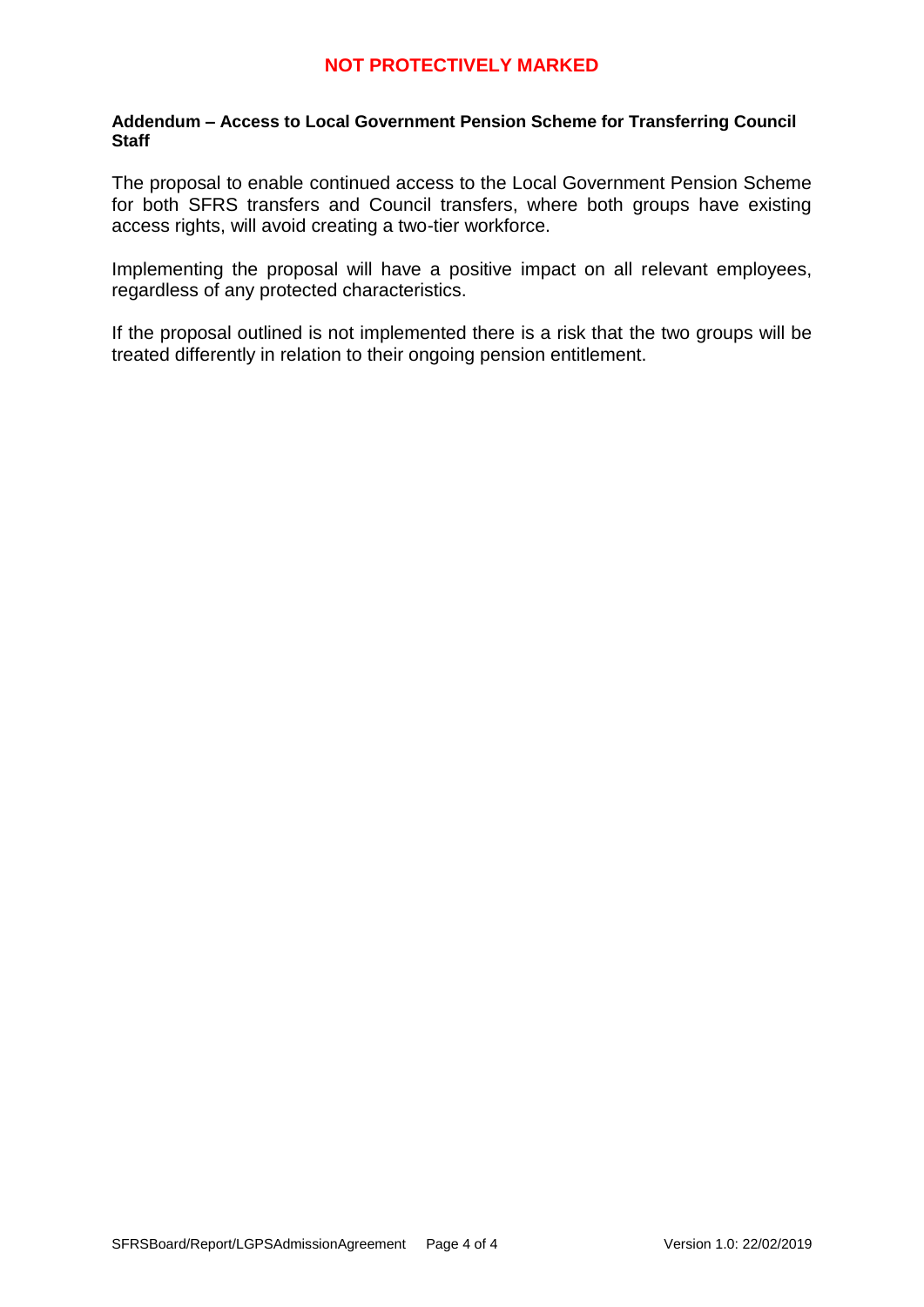**Addendum – Access to Local Government Pension Scheme for Transferring Council Staff**

The proposal to enable continued access to the Local Government Pension Scheme for both SFRS transfers and Council transfers, where both groups have existing access rights, will avoid creating a two-tier workforce.

Implementing the proposal will have a positive impact on all relevant employees, regardless of any protected characteristics.

If the proposal outlined is not implemented there is a risk that the two groups will be treated differently in relation to their ongoing pension entitlement.